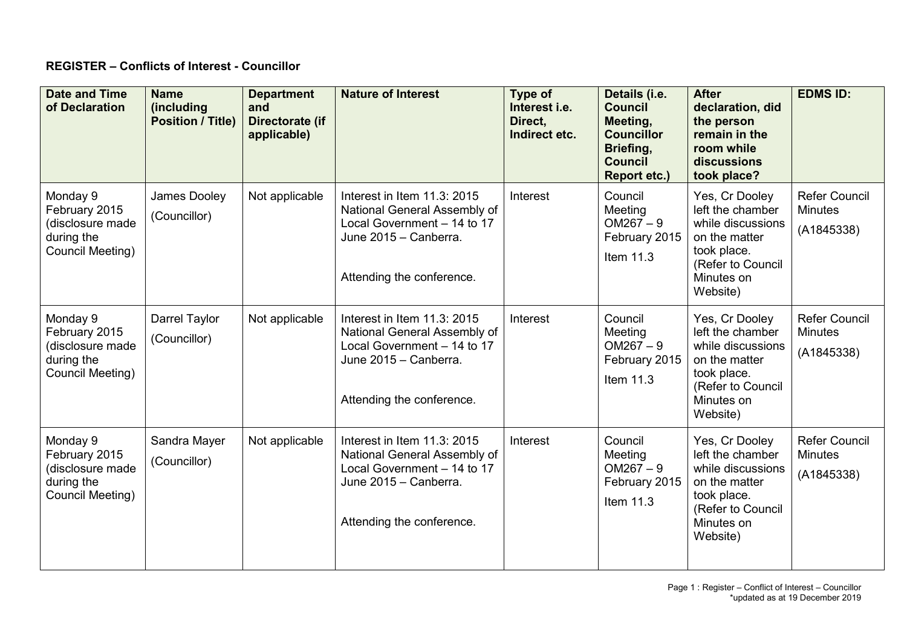**REGISTER – Conflicts of Interest - Councillor**

| Date and Time of Declaration | Name (including Position / Title) | Department and Directorate (if applicable) | Nature of Interest | Type of Interest i.e. Direct, Indirect etc. | Details (i.e. Council Meeting, Councillor Briefing, Council Report etc.) | After declaration, did the person remain in the room while discussions took place? | EDMS ID: |
|---|---|---|---|---|---|---|---|
| Monday 9 February 2015 (disclosure made during the Council Meeting) | James Dooley (Councillor) | Not applicable | Interest in Item 11.3: 2015 National General Assembly of Local Government – 14 to 17 June 2015 – Canberra. Attending the conference. | Interest | Council Meeting OM267 – 9 February 2015 Item 11.3 | Yes, Cr Dooley left the chamber while discussions on the matter took place. (Refer to Council Minutes on Website) | Refer Council Minutes (A1845338) |
| Monday 9 February 2015 (disclosure made during the Council Meeting) | Darrel Taylor (Councillor) | Not applicable | Interest in Item 11.3: 2015 National General Assembly of Local Government – 14 to 17 June 2015 – Canberra. Attending the conference. | Interest | Council Meeting OM267 – 9 February 2015 Item 11.3 | Yes, Cr Dooley left the chamber while discussions on the matter took place. (Refer to Council Minutes on Website) | Refer Council Minutes (A1845338) |
| Monday 9 February 2015 (disclosure made during the Council Meeting) | Sandra Mayer (Councillor) | Not applicable | Interest in Item 11.3: 2015 National General Assembly of Local Government – 14 to 17 June 2015 – Canberra. Attending the conference. | Interest | Council Meeting OM267 – 9 February 2015 Item 11.3 | Yes, Cr Dooley left the chamber while discussions on the matter took place. (Refer to Council Minutes on Website) | Refer Council Minutes (A1845338) |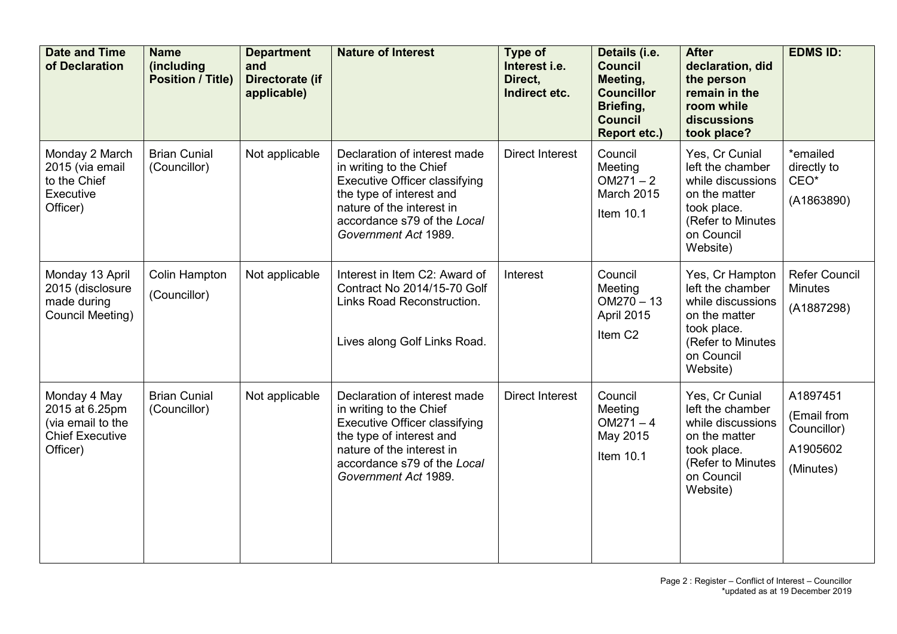| Date and Time of Declaration | Name (including Position / Title) | Department and Directorate (if applicable) | Nature of Interest | Type of Interest i.e. Direct, Indirect etc. | Details (i.e. Council Meeting, Councillor Briefing, Council Report etc.) | After declaration, did the person remain in the room while discussions took place? | EDMS ID: |
|---|---|---|---|---|---|---|---|
| Monday 2 March 2015 (via email to the Chief Executive Officer) | Brian Cunial (Councillor) | Not applicable | Declaration of interest made in writing to the Chief Executive Officer classifying the type of interest and nature of the interest in accordance s79 of the *Local Government Act* 1989. | Direct Interest | Council Meeting OM271 – 2 March 2015 Item 10.1 | Yes, Cr Cunial left the chamber while discussions on the matter took place. (Refer to Minutes on Council Website) | *emailed directly to CEO* (A1863890) |
| Monday 13 April 2015 (disclosure made during Council Meeting) | Colin Hampton (Councillor) | Not applicable | Interest in Item C2: Award of Contract No 2014/15-70 Golf Links Road Reconstruction. Lives along Golf Links Road. | Interest | Council Meeting OM270 – 13 April 2015 Item C2 | Yes, Cr Hampton left the chamber while discussions on the matter took place. (Refer to Minutes on Council Website) | Refer Council Minutes (A1887298) |
| Monday 4 May 2015 at 6.25pm (via email to the Chief Executive Officer) | Brian Cunial (Councillor) | Not applicable | Declaration of interest made in writing to the Chief Executive Officer classifying the type of interest and nature of the interest in accordance s79 of the *Local Government Act* 1989. | Direct Interest | Council Meeting OM271 – 4 May 2015 Item 10.1 | Yes, Cr Cunial left the chamber while discussions on the matter took place. (Refer to Minutes on Council Website) | A1897451 (Email from Councillor) A1905602 (Minutes) |

Page 2 : Register – Conflict of Interest – Councillor
*updated as at 19 December 2019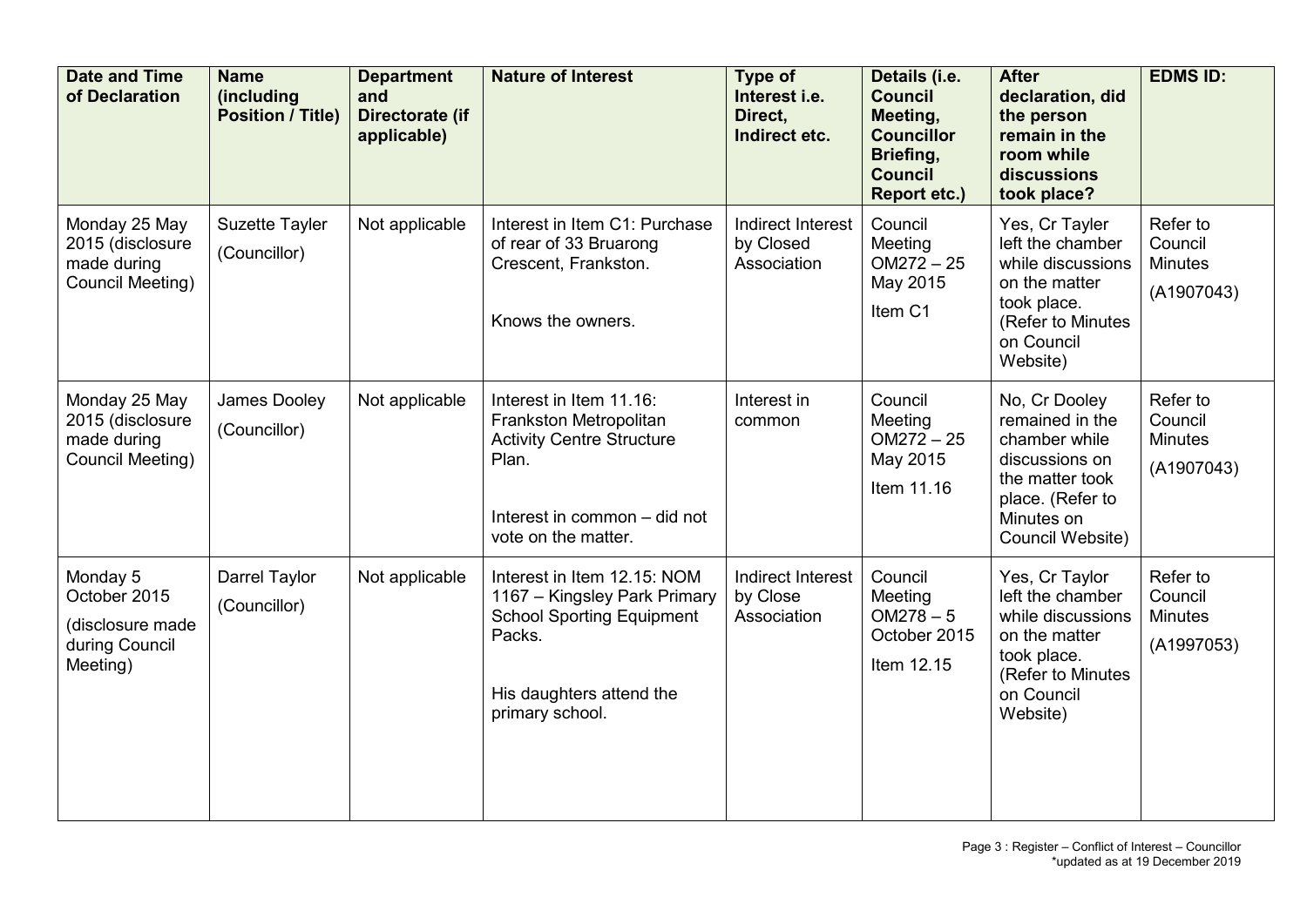| Date and Time of Declaration | Name (including Position / Title) | Department and Directorate (if applicable) | Nature of Interest | Type of Interest i.e. Direct, Indirect etc. | Details (i.e. Council Meeting, Councillor Briefing, Council Report etc.) | After declaration, did the person remain in the room while discussions took place? | EDMS ID: |
|---|---|---|---|---|---|---|---|
| Monday 25 May 2015 (disclosure made during Council Meeting) | Suzette Tayler (Councillor) | Not applicable | Interest in Item C1: Purchase of rear of 33 Bruarong Crescent, Frankston. Knows the owners. | Indirect Interest by Closed Association | Council Meeting OM272 – 25 May 2015 Item C1 | Yes, Cr Tayler left the chamber while discussions on the matter took place. (Refer to Minutes on Council Website) | Refer to Council Minutes (A1907043) |
| Monday 25 May 2015 (disclosure made during Council Meeting) | James Dooley (Councillor) | Not applicable | Interest in Item 11.16: Frankston Metropolitan Activity Centre Structure Plan. Interest in common – did not vote on the matter. | Interest in common | Council Meeting OM272 – 25 May 2015 Item 11.16 | No, Cr Dooley remained in the chamber while discussions on the matter took place. (Refer to Minutes on Council Website) | Refer to Council Minutes (A1907043) |
| Monday 5 October 2015 (disclosure made during Council Meeting) | Darrel Taylor (Councillor) | Not applicable | Interest in Item 12.15: NOM 1167 – Kingsley Park Primary School Sporting Equipment Packs. His daughters attend the primary school. | Indirect Interest by Close Association | Council Meeting OM278 – 5 October 2015 Item 12.15 | Yes, Cr Taylor left the chamber while discussions on the matter took place. (Refer to Minutes on Council Website) | Refer to Council Minutes (A1997053) |

Page 3 : Register – Conflict of Interest – Councillor
*updated as at 19 December 2019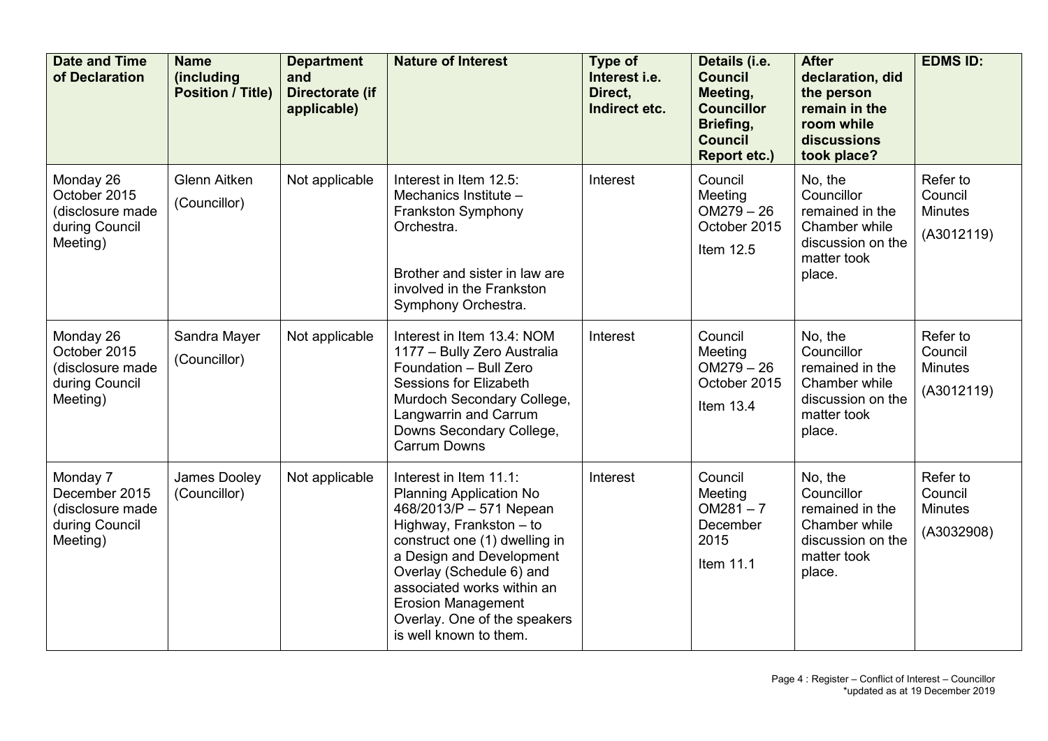| Date and Time of Declaration | Name (including Position / Title) | Department and Directorate (if applicable) | Nature of Interest | Type of Interest i.e. Direct, Indirect etc. | Details (i.e. Council Meeting, Councillor Briefing, Council Report etc.) | After declaration, did the person remain in the room while discussions took place? | EDMS ID: |
|---|---|---|---|---|---|---|---|
| Monday 26 October 2015 (disclosure made during Council Meeting) | Glenn Aitken (Councillor) | Not applicable | Interest in Item 12.5: Mechanics Institute – Frankston Symphony Orchestra. Brother and sister in law are involved in the Frankston Symphony Orchestra. | Interest | Council Meeting OM279 – 26 October 2015 Item 12.5 | No, the Councillor remained in the Chamber while discussion on the matter took place. | Refer to Council Minutes (A3012119) |
| Monday 26 October 2015 (disclosure made during Council Meeting) | Sandra Mayer (Councillor) | Not applicable | Interest in Item 13.4: NOM 1177 – Bully Zero Australia Foundation – Bull Zero Sessions for Elizabeth Murdoch Secondary College, Langwarrin and Carrum Downs Secondary College, Carrum Downs | Interest | Council Meeting OM279 – 26 October 2015 Item 13.4 | No, the Councillor remained in the Chamber while discussion on the matter took place. | Refer to Council Minutes (A3012119) |
| Monday 7 December 2015 (disclosure made during Council Meeting) | James Dooley (Councillor) | Not applicable | Interest in Item 11.1: Planning Application No 468/2013/P – 571 Nepean Highway, Frankston – to construct one (1) dwelling in a Design and Development Overlay (Schedule 6) and associated works within an Erosion Management Overlay. One of the speakers is well known to them. | Interest | Council Meeting OM281 – 7 December 2015 Item 11.1 | No, the Councillor remained in the Chamber while discussion on the matter took place. | Refer to Council Minutes (A3032908) |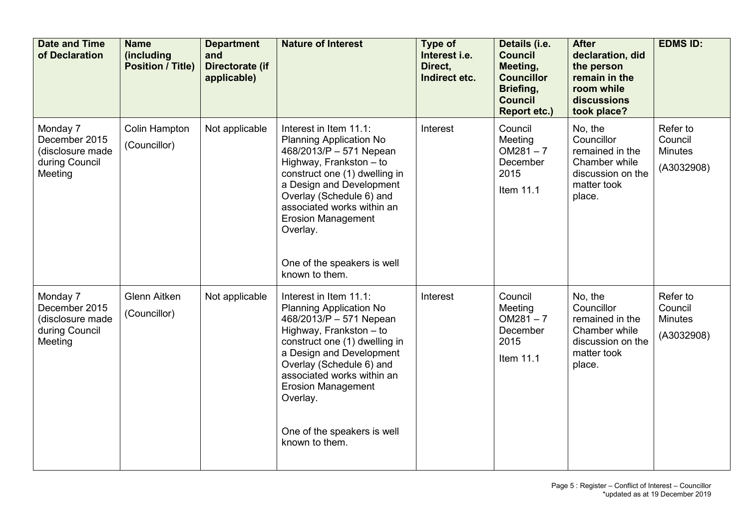| Date and Time of Declaration | Name (including Position / Title) | Department and Directorate (if applicable) | Nature of Interest | Type of Interest i.e. Direct, Indirect etc. | Details (i.e. Council Meeting, Councillor Briefing, Council Report etc.) | After declaration, did the person remain in the room while discussions took place? | EDMS ID: |
|---|---|---|---|---|---|---|---|
| Monday 7 December 2015 (disclosure made during Council Meeting | Colin Hampton (Councillor) | Not applicable | Interest in Item 11.1: Planning Application No 468/2013/P – 571 Nepean Highway, Frankston – to construct one (1) dwelling in a Design and Development Overlay (Schedule 6) and associated works within an Erosion Management Overlay. One of the speakers is well known to them. | Interest | Council Meeting OM281 – 7 December 2015 Item 11.1 | No, the Councillor remained in the Chamber while discussion on the matter took place. | Refer to Council Minutes (A3032908) |
| Monday 7 December 2015 (disclosure made during Council Meeting | Glenn Aitken (Councillor) | Not applicable | Interest in Item 11.1: Planning Application No 468/2013/P – 571 Nepean Highway, Frankston – to construct one (1) dwelling in a Design and Development Overlay (Schedule 6) and associated works within an Erosion Management Overlay. One of the speakers is well known to them. | Interest | Council Meeting OM281 – 7 December 2015 Item 11.1 | No, the Councillor remained in the Chamber while discussion on the matter took place. | Refer to Council Minutes (A3032908) |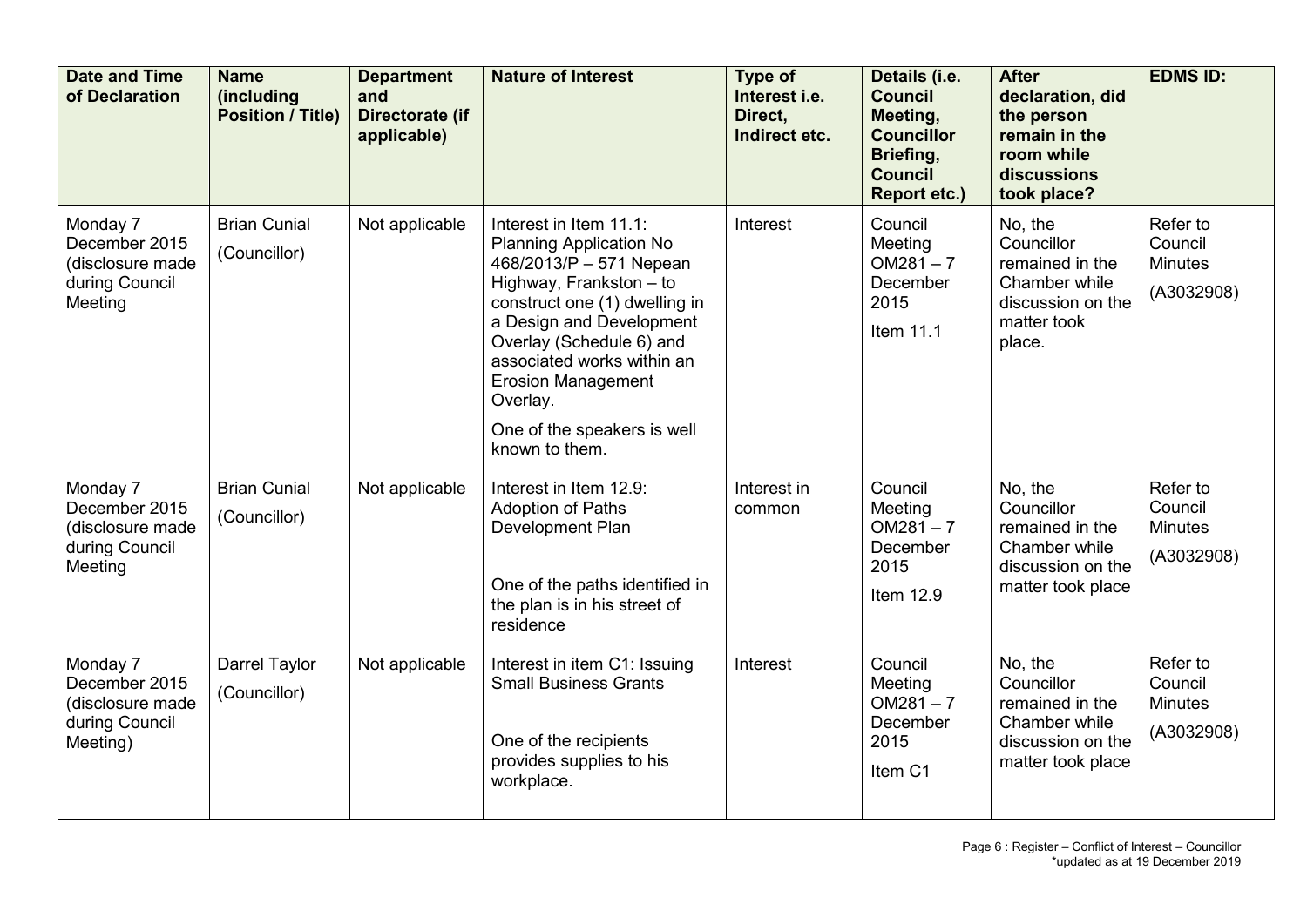| Date and Time of Declaration | Name (including Position / Title) | Department and Directorate (if applicable) | Nature of Interest | Type of Interest i.e. Direct, Indirect etc. | Details (i.e. Council Meeting, Councillor Briefing, Council Report etc.) | After declaration, did the person remain in the room while discussions took place? | EDMS ID: |
|---|---|---|---|---|---|---|---|
| Monday 7 December 2015 (disclosure made during Council Meeting | Brian Cunial (Councillor) | Not applicable | Interest in Item 11.1: Planning Application No 468/2013/P – 571 Nepean Highway, Frankston – to construct one (1) dwelling in a Design and Development Overlay (Schedule 6) and associated works within an Erosion Management Overlay. One of the speakers is well known to them. | Interest | Council Meeting OM281 – 7 December 2015 Item 11.1 | No, the Councillor remained in the Chamber while discussion on the matter took place. | Refer to Council Minutes (A3032908) |
| Monday 7 December 2015 (disclosure made during Council Meeting | Brian Cunial (Councillor) | Not applicable | Interest in Item 12.9: Adoption of Paths Development Plan One of the paths identified in the plan is in his street of residence | Interest in common | Council Meeting OM281 – 7 December 2015 Item 12.9 | No, the Councillor remained in the Chamber while discussion on the matter took place | Refer to Council Minutes (A3032908) |
| Monday 7 December 2015 (disclosure made during Council Meeting) | Darrel Taylor (Councillor) | Not applicable | Interest in item C1: Issuing Small Business Grants One of the recipients provides supplies to his workplace. | Interest | Council Meeting OM281 – 7 December 2015 Item C1 | No, the Councillor remained in the Chamber while discussion on the matter took place | Refer to Council Minutes (A3032908) |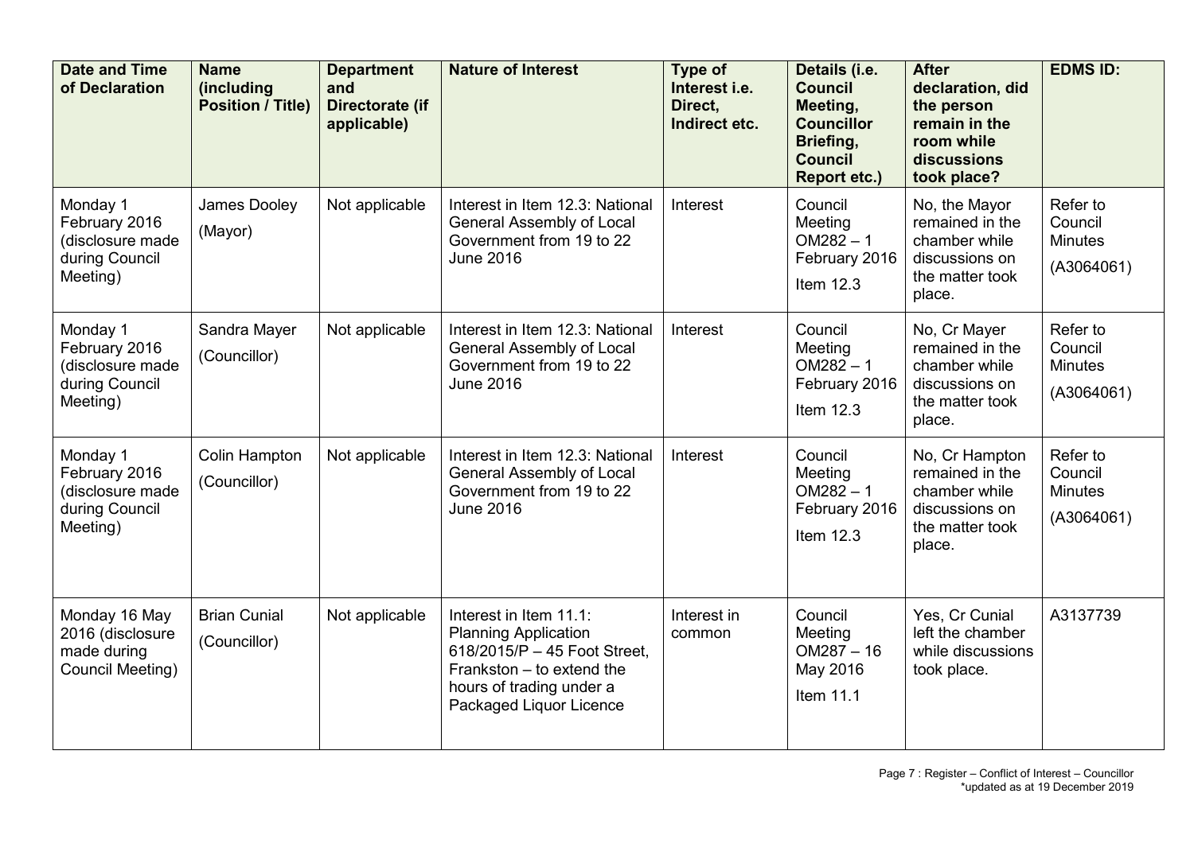| Date and Time of Declaration | Name (including Position / Title) | Department and Directorate (if applicable) | Nature of Interest | Type of Interest i.e. Direct, Indirect etc. | Details (i.e. Council Meeting, Councillor Briefing, Council Report etc.) | After declaration, did the person remain in the room while discussions took place? | EDMS ID: |
|---|---|---|---|---|---|---|---|
| Monday 1 February 2016 (disclosure made during Council Meeting) | James Dooley (Mayor) | Not applicable | Interest in Item 12.3: National General Assembly of Local Government from 19 to 22 June 2016 | Interest | Council Meeting OM282 – 1 February 2016 Item 12.3 | No, the Mayor remained in the chamber while discussions on the matter took place. | Refer to Council Minutes (A3064061) |
| Monday 1 February 2016 (disclosure made during Council Meeting) | Sandra Mayer (Councillor) | Not applicable | Interest in Item 12.3: National General Assembly of Local Government from 19 to 22 June 2016 | Interest | Council Meeting OM282 – 1 February 2016 Item 12.3 | No, Cr Mayer remained in the chamber while discussions on the matter took place. | Refer to Council Minutes (A3064061) |
| Monday 1 February 2016 (disclosure made during Council Meeting) | Colin Hampton (Councillor) | Not applicable | Interest in Item 12.3: National General Assembly of Local Government from 19 to 22 June 2016 | Interest | Council Meeting OM282 – 1 February 2016 Item 12.3 | No, Cr Hampton remained in the chamber while discussions on the matter took place. | Refer to Council Minutes (A3064061) |
| Monday 16 May 2016 (disclosure made during Council Meeting) | Brian Cunial (Councillor) | Not applicable | Interest in Item 11.1: Planning Application 618/2015/P – 45 Foot Street, Frankston – to extend the hours of trading under a Packaged Liquor Licence | Interest in common | Council Meeting OM287 – 16 May 2016 Item 11.1 | Yes, Cr Cunial left the chamber while discussions took place. | A3137739 |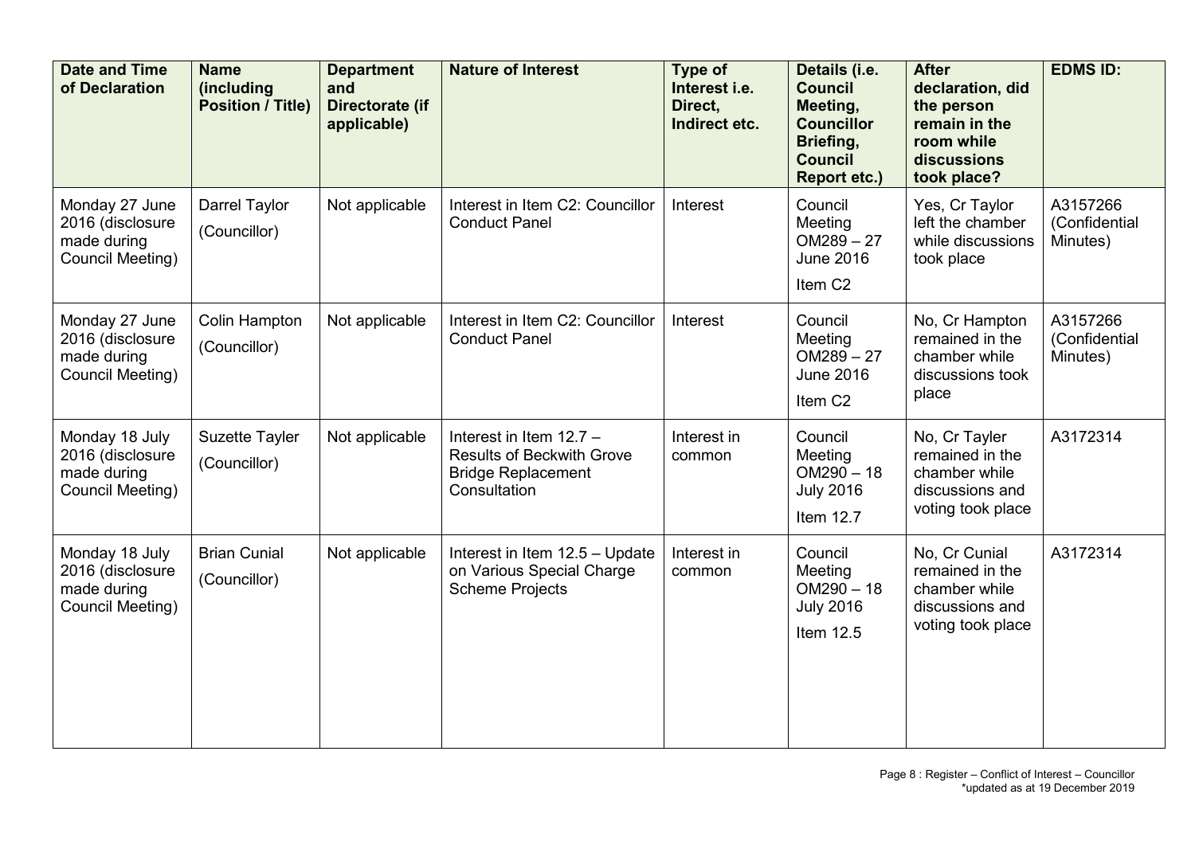| Date and Time of Declaration | Name (including Position / Title) | Department and Directorate (if applicable) | Nature of Interest | Type of Interest i.e. Direct, Indirect etc. | Details (i.e. Council Meeting, Councillor Briefing, Council Report etc.) | After declaration, did the person remain in the room while discussions took place? | EDMS ID: |
|---|---|---|---|---|---|---|---|
| Monday 27 June 2016 (disclosure made during Council Meeting) | Darrel Taylor (Councillor) | Not applicable | Interest in Item C2: Councillor Conduct Panel | Interest | Council Meeting OM289 – 27 June 2016 Item C2 | Yes, Cr Taylor left the chamber while discussions took place | A3157266 (Confidential Minutes) |
| Monday 27 June 2016 (disclosure made during Council Meeting) | Colin Hampton (Councillor) | Not applicable | Interest in Item C2: Councillor Conduct Panel | Interest | Council Meeting OM289 – 27 June 2016 Item C2 | No, Cr Hampton remained in the chamber while discussions took place | A3157266 (Confidential Minutes) |
| Monday 18 July 2016 (disclosure made during Council Meeting) | Suzette Tayler (Councillor) | Not applicable | Interest in Item 12.7 – Results of Beckwith Grove Bridge Replacement Consultation | Interest in common | Council Meeting OM290 – 18 July 2016 Item 12.7 | No, Cr Tayler remained in the chamber while discussions and voting took place | A3172314 |
| Monday 18 July 2016 (disclosure made during Council Meeting) | Brian Cunial (Councillor) | Not applicable | Interest in Item 12.5 – Update on Various Special Charge Scheme Projects | Interest in common | Council Meeting OM290 – 18 July 2016 Item 12.5 | No, Cr Cunial remained in the chamber while discussions and voting took place | A3172314 |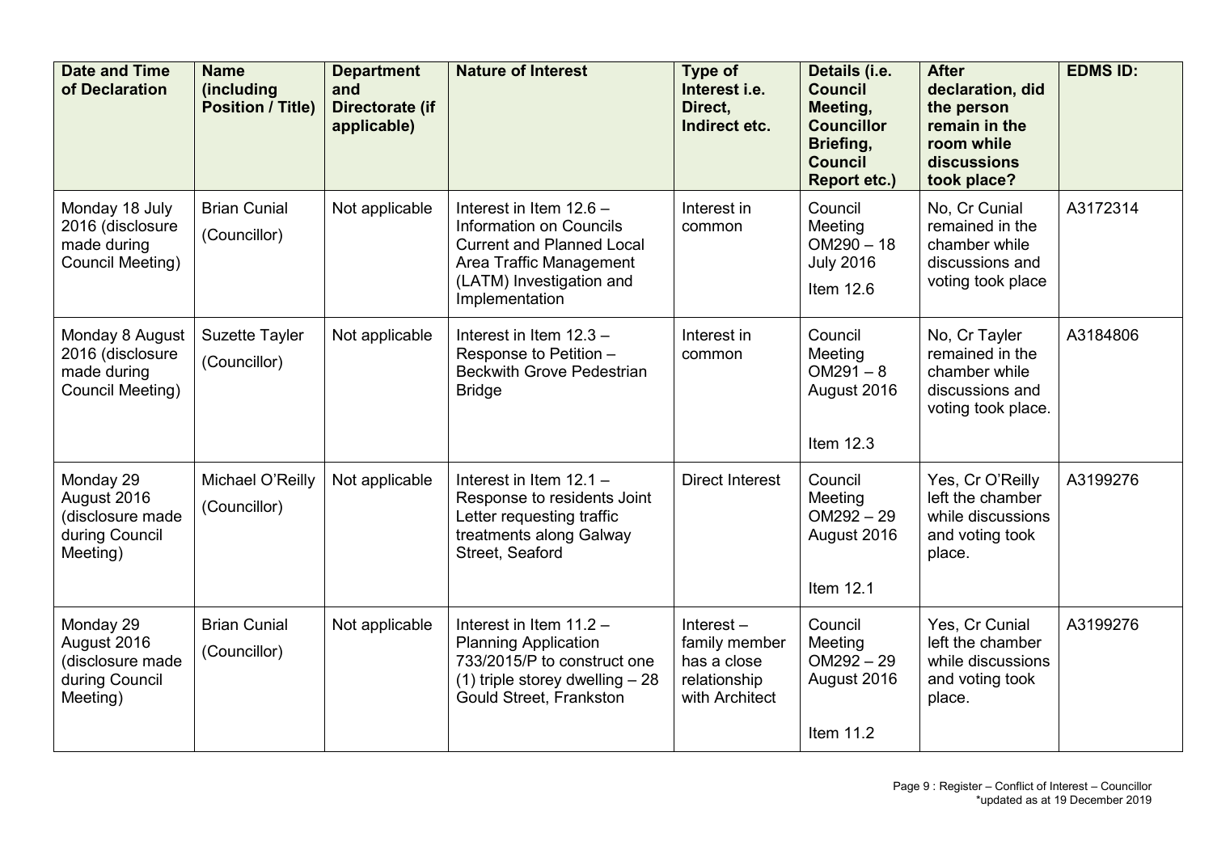| Date and Time of Declaration | Name (including Position / Title) | Department and Directorate (if applicable) | Nature of Interest | Type of Interest i.e. Direct, Indirect etc. | Details (i.e. Council Meeting, Councillor Briefing, Council Report etc.) | After declaration, did the person remain in the room while discussions took place? | EDMS ID: |
|---|---|---|---|---|---|---|---|
| Monday 18 July 2016 (disclosure made during Council Meeting) | Brian Cunial (Councillor) | Not applicable | Interest in Item 12.6 – Information on Councils Current and Planned Local Area Traffic Management (LATM) Investigation and Implementation | Interest in common | Council Meeting OM290 – 18 July 2016 Item 12.6 | No, Cr Cunial remained in the chamber while discussions and voting took place | A3172314 |
| Monday 8 August 2016 (disclosure made during Council Meeting) | Suzette Tayler (Councillor) | Not applicable | Interest in Item 12.3 – Response to Petition – Beckwith Grove Pedestrian Bridge | Interest in common | Council Meeting OM291 – 8 August 2016 Item 12.3 | No, Cr Tayler remained in the chamber while discussions and voting took place. | A3184806 |
| Monday 29 August 2016 (disclosure made during Council Meeting) | Michael O'Reilly (Councillor) | Not applicable | Interest in Item 12.1 – Response to residents Joint Letter requesting traffic treatments along Galway Street, Seaford | Direct Interest | Council Meeting OM292 – 29 August 2016 Item 12.1 | Yes, Cr O'Reilly left the chamber while discussions and voting took place. | A3199276 |
| Monday 29 August 2016 (disclosure made during Council Meeting) | Brian Cunial (Councillor) | Not applicable | Interest in Item 11.2 – Planning Application 733/2015/P to construct one (1) triple storey dwelling – 28 Gould Street, Frankston | Interest – family member has a close relationship with Architect | Council Meeting OM292 – 29 August 2016 Item 11.2 | Yes, Cr Cunial left the chamber while discussions and voting took place. | A3199276 |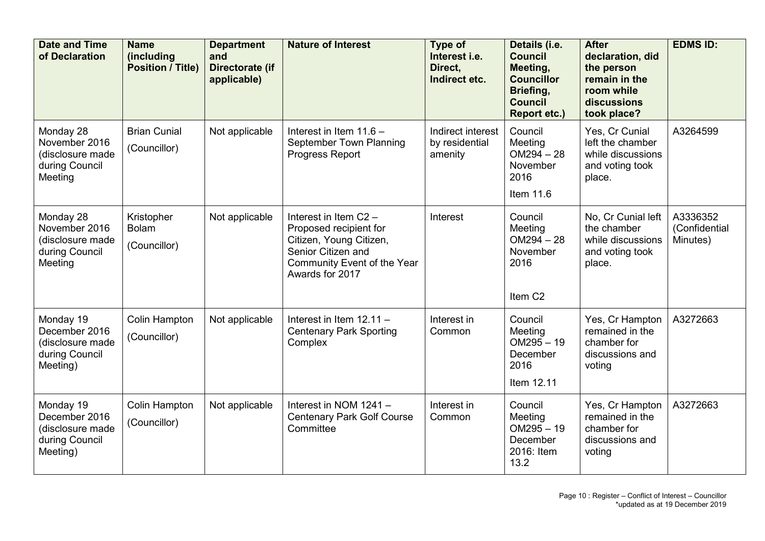| Date and Time of Declaration | Name (including Position / Title) | Department and Directorate (if applicable) | Nature of Interest | Type of Interest i.e. Direct, Indirect etc. | Details (i.e. Council Meeting, Councillor Briefing, Council Report etc.) | After declaration, did the person remain in the room while discussions took place? | EDMS ID: |
|---|---|---|---|---|---|---|---|
| Monday 28 November 2016 (disclosure made during Council Meeting | Brian Cunial (Councillor) | Not applicable | Interest in Item 11.6 – September Town Planning Progress Report | Indirect interest by residential amenity | Council Meeting OM294 – 28 November 2016 Item 11.6 | Yes, Cr Cunial left the chamber while discussions and voting took place. | A3264599 |
| Monday 28 November 2016 (disclosure made during Council Meeting | Kristopher Bolam (Councillor) | Not applicable | Interest in Item C2 – Proposed recipient for Citizen, Young Citizen, Senior Citizen and Community Event of the Year Awards for 2017 | Interest | Council Meeting OM294 – 28 November 2016 Item C2 | No, Cr Cunial left the chamber while discussions and voting took place. | A3336352 (Confidential Minutes) |
| Monday 19 December 2016 (disclosure made during Council Meeting) | Colin Hampton (Councillor) | Not applicable | Interest in Item 12.11 – Centenary Park Sporting Complex | Interest in Common | Council Meeting OM295 – 19 December 2016 Item 12.11 | Yes, Cr Hampton remained in the chamber for discussions and voting | A3272663 |
| Monday 19 December 2016 (disclosure made during Council Meeting) | Colin Hampton (Councillor) | Not applicable | Interest in NOM 1241 – Centenary Park Golf Course Committee | Interest in Common | Council Meeting OM295 – 19 December 2016: Item 13.2 | Yes, Cr Hampton remained in the chamber for discussions and voting | A3272663 |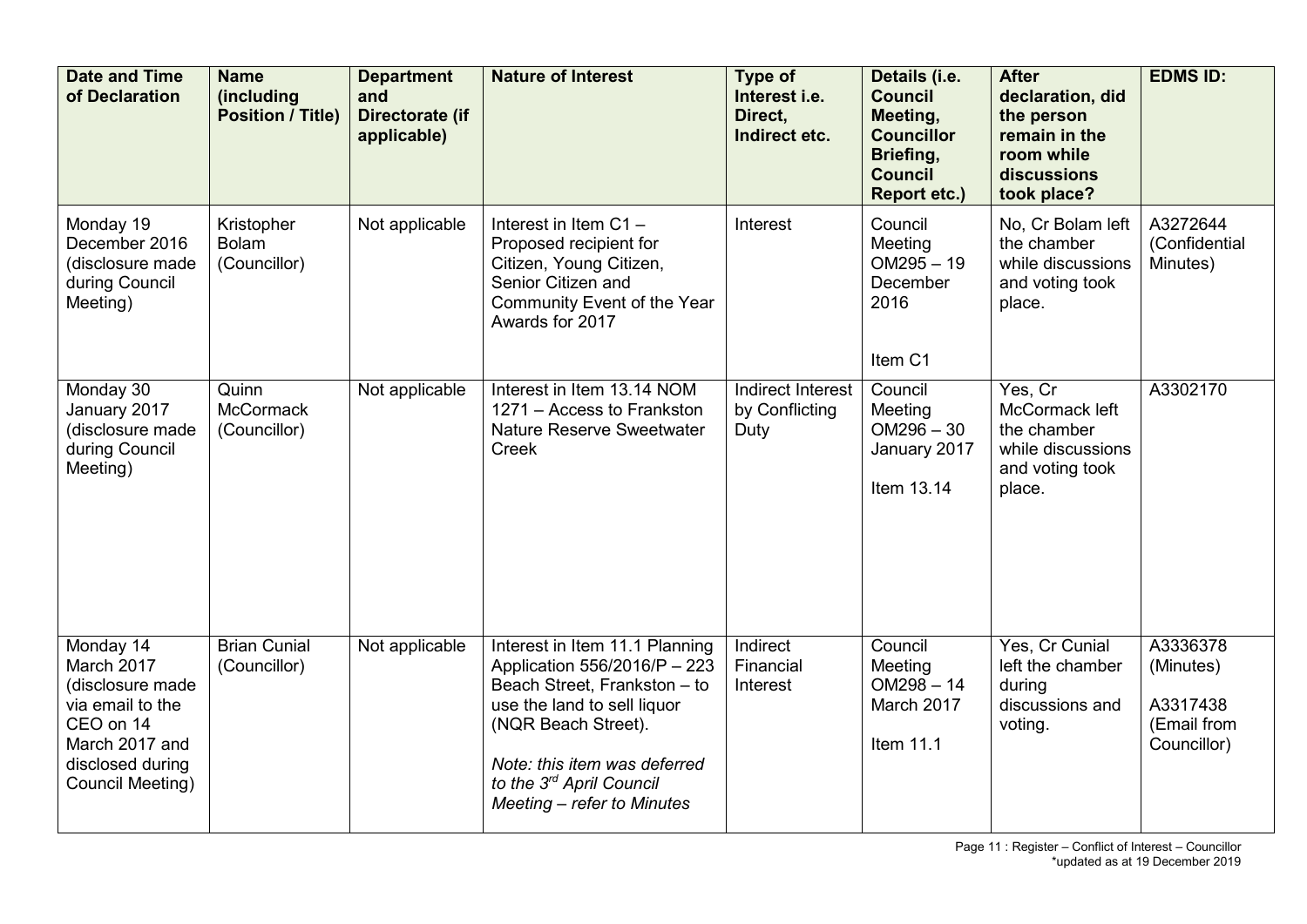| Date and Time of Declaration | Name (including Position / Title) | Department and Directorate (if applicable) | Nature of Interest | Type of Interest i.e. Direct, Indirect etc. | Details (i.e. Council Meeting, Councillor Briefing, Council Report etc.) | After declaration, did the person remain in the room while discussions took place? | EDMS ID: |
|---|---|---|---|---|---|---|---|
| Monday 19 December 2016 (disclosure made during Council Meeting) | Kristopher Bolam (Councillor) | Not applicable | Interest in Item C1 – Proposed recipient for Citizen, Young Citizen, Senior Citizen and Community Event of the Year Awards for 2017 | Interest | Council Meeting OM295 – 19 December 2016<br><br>Item C1 | No, Cr Bolam left the chamber while discussions and voting took place. | A3272644 (Confidential Minutes) |
| Monday 30 January 2017 (disclosure made during Council Meeting) | Quinn McCormack (Councillor) | Not applicable | Interest in Item 13.14 NOM 1271 – Access to Frankston Nature Reserve Sweetwater Creek | Indirect Interest by Conflicting Duty | Council Meeting OM296 – 30 January 2017<br><br>Item 13.14 | Yes, Cr McCormack left the chamber while discussions and voting took place. | A3302170 |
| Monday 14 March 2017 (disclosure made via email to the CEO on 14 March 2017 and disclosed during Council Meeting) | Brian Cunial (Councillor) | Not applicable | Interest in Item 11.1 Planning Application 556/2016/P – 223 Beach Street, Frankston – to use the land to sell liquor (NQR Beach Street).<br><br>*Note: this item was deferred to the 3rd April Council Meeting – refer to Minutes* | Indirect Financial Interest | Council Meeting OM298 – 14 March 2017<br><br>Item 11.1 | Yes, Cr Cunial left the chamber during discussions and voting. | A3336378 (Minutes)<br><br>A3317438 (Email from Councillor) |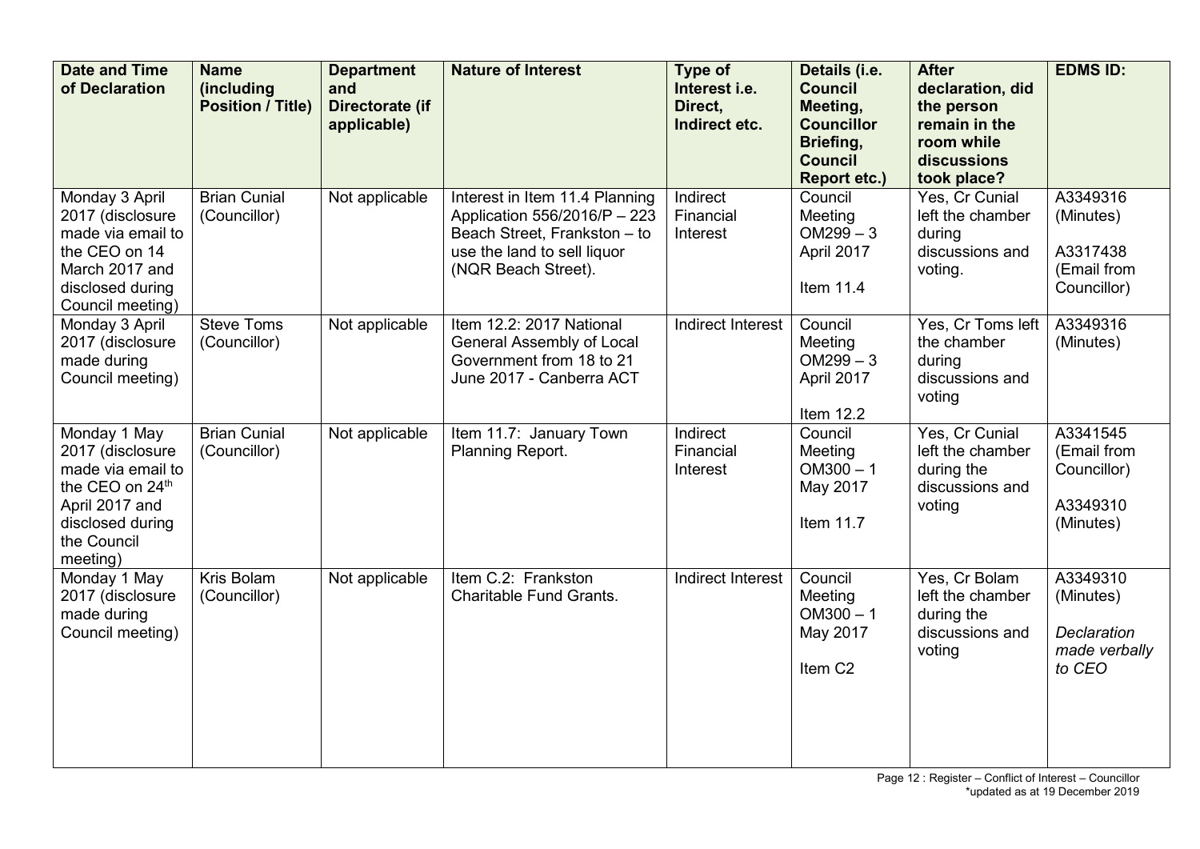| Date and Time of Declaration | Name (including Position / Title) | Department and Directorate (if applicable) | Nature of Interest | Type of Interest i.e. Direct, Indirect etc. | Details (i.e. Council Meeting, Councillor Briefing, Council Report etc.) | After declaration, did the person remain in the room while discussions took place? | EDMS ID: |
|---|---|---|---|---|---|---|---|
| Monday 3 April 2017 (disclosure made via email to the CEO on 14 March 2017 and disclosed during Council meeting) | Brian Cunial (Councillor) | Not applicable | Interest in Item 11.4 Planning Application 556/2016/P – 223 Beach Street, Frankston – to use the land to sell liquor (NQR Beach Street). | Indirect Financial Interest | Council Meeting OM299 – 3 April 2017<br><br>Item 11.4 | Yes, Cr Cunial left the chamber during discussions and voting. | A3349316 (Minutes)<br><br>A3317438 (Email from Councillor) |
| Monday 3 April 2017 (disclosure made during Council meeting) | Steve Toms (Councillor) | Not applicable | Item 12.2: 2017 National General Assembly of Local Government from 18 to 21 June 2017 - Canberra ACT | Indirect Interest | Council Meeting OM299 – 3 April 2017<br><br>Item 12.2 | Yes, Cr Toms left the chamber during discussions and voting | A3349316 (Minutes) |
| Monday 1 May 2017 (disclosure made via email to the CEO on 24th April 2017 and disclosed during the Council meeting) | Brian Cunial (Councillor) | Not applicable | Item 11.7: January Town Planning Report. | Indirect Financial Interest | Council Meeting OM300 – 1 May 2017<br><br>Item 11.7 | Yes, Cr Cunial left the chamber during the discussions and voting | A3341545 (Email from Councillor)<br><br>A3349310 (Minutes) |
| Monday 1 May 2017 (disclosure made during Council meeting) | Kris Bolam (Councillor) | Not applicable | Item C.2: Frankston Charitable Fund Grants. | Indirect Interest | Council Meeting OM300 – 1 May 2017<br><br>Item C2 | Yes, Cr Bolam left the chamber during the discussions and voting | A3349310 (Minutes)<br><br>*Declaration made verbally to CEO* |

Page 12 : Register – Conflict of Interest – Councillor
*updated as at 19 December 2019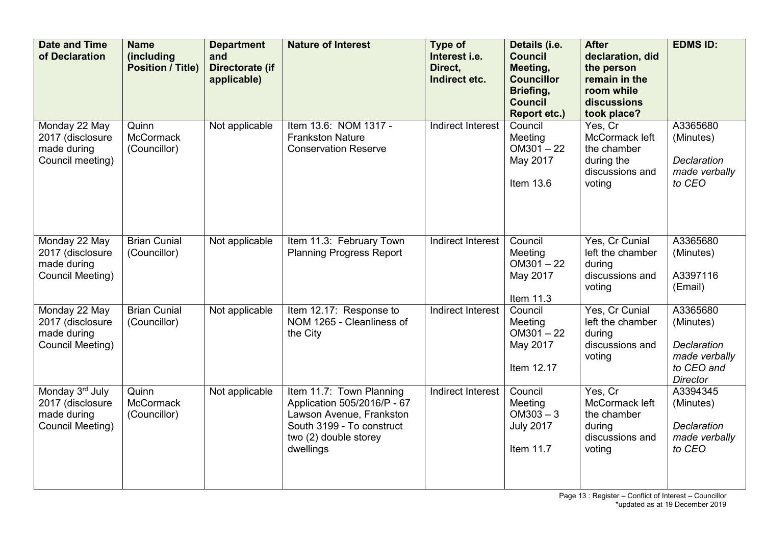| Date and Time of Declaration | Name (including Position / Title) | Department and Directorate (if applicable) | Nature of Interest | Type of Interest i.e. Direct, Indirect etc. | Details (i.e. Council Meeting, Councillor Briefing, Council Report etc.) | After declaration, did the person remain in the room while discussions took place? | EDMS ID: |
|---|---|---|---|---|---|---|---|
| Monday 22 May 2017 (disclosure made during Council meeting) | Quinn McCormack (Councillor) | Not applicable | Item 13.6: NOM 1317 - Frankston Nature Conservation Reserve | Indirect Interest | Council Meeting OM301 – 22 May 2017<br><br>Item 13.6 | Yes, Cr McCormack left the chamber during the discussions and voting | A3365680 (Minutes)<br><br>*Declaration made verbally to CEO* |
| Monday 22 May 2017 (disclosure made during Council Meeting) | Brian Cunial (Councillor) | Not applicable | Item 11.3: February Town Planning Progress Report | Indirect Interest | Council Meeting OM301 – 22 May 2017<br><br>Item 11.3 | Yes, Cr Cunial left the chamber during discussions and voting | A3365680 (Minutes)<br><br>A3397116 (Email) |
| Monday 22 May 2017 (disclosure made during Council Meeting) | Brian Cunial (Councillor) | Not applicable | Item 12.17: Response to NOM 1265 - Cleanliness of the City | Indirect Interest | Council Meeting OM301 – 22 May 2017<br><br>Item 12.17 | Yes, Cr Cunial left the chamber during discussions and voting | A3365680 (Minutes)<br><br>*Declaration made verbally to CEO and Director* |
| Monday 3rd July 2017 (disclosure made during Council Meeting) | Quinn McCormack (Councillor) | Not applicable | Item 11.7: Town Planning Application 505/2016/P - 67 Lawson Avenue, Frankston South 3199 - To construct two (2) double storey dwellings | Indirect Interest | Council Meeting OM303 – 3 July 2017<br><br>Item 11.7 | Yes, Cr McCormack left the chamber during discussions and voting | A3394345 (Minutes)<br><br>*Declaration made verbally to CEO* |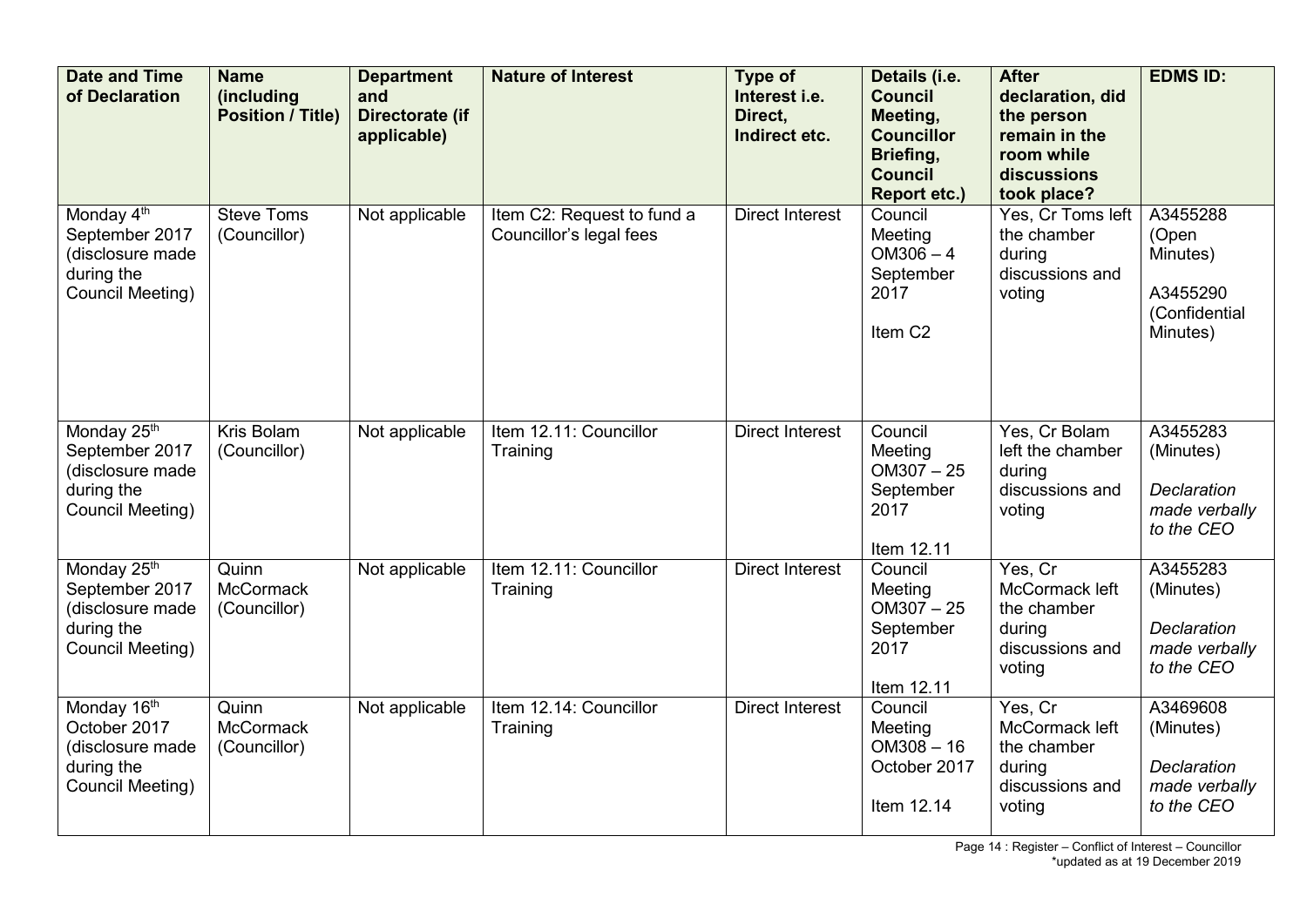| Date and Time of Declaration | Name (including Position / Title) | Department and Directorate (if applicable) | Nature of Interest | Type of Interest i.e. Direct, Indirect etc. | Details (i.e. Council Meeting, Councillor Briefing, Council Report etc.) | After declaration, did the person remain in the room while discussions took place? | EDMS ID: |
|---|---|---|---|---|---|---|---|
| Monday 4th September 2017 (disclosure made during the Council Meeting) | Steve Toms (Councillor) | Not applicable | Item C2: Request to fund a Councillor's legal fees | Direct Interest | Council Meeting OM306 – 4 September 2017<br><br>Item C2 | Yes, Cr Toms left the chamber during discussions and voting | A3455288 (Open Minutes)<br><br>A3455290 (Confidential Minutes) |
| Monday 25th September 2017 (disclosure made during the Council Meeting) | Kris Bolam (Councillor) | Not applicable | Item 12.11: Councillor Training | Direct Interest | Council Meeting OM307 – 25 September 2017<br><br>Item 12.11 | Yes, Cr Bolam left the chamber during discussions and voting | A3455283 (Minutes)<br><br>*Declaration made verbally to the CEO* |
| Monday 25th September 2017 (disclosure made during the Council Meeting) | Quinn McCormack (Councillor) | Not applicable | Item 12.11: Councillor Training | Direct Interest | Council Meeting OM307 – 25 September 2017<br><br>Item 12.11 | Yes, Cr McCormack left the chamber during discussions and voting | A3455283 (Minutes)<br><br>*Declaration made verbally to the CEO* |
| Monday 16th October 2017 (disclosure made during the Council Meeting) | Quinn McCormack (Councillor) | Not applicable | Item 12.14: Councillor Training | Direct Interest | Council Meeting OM308 – 16 October 2017<br><br>Item 12.14 | Yes, Cr McCormack left the chamber during discussions and voting | A3469608 (Minutes)<br><br>*Declaration made verbally to the CEO* |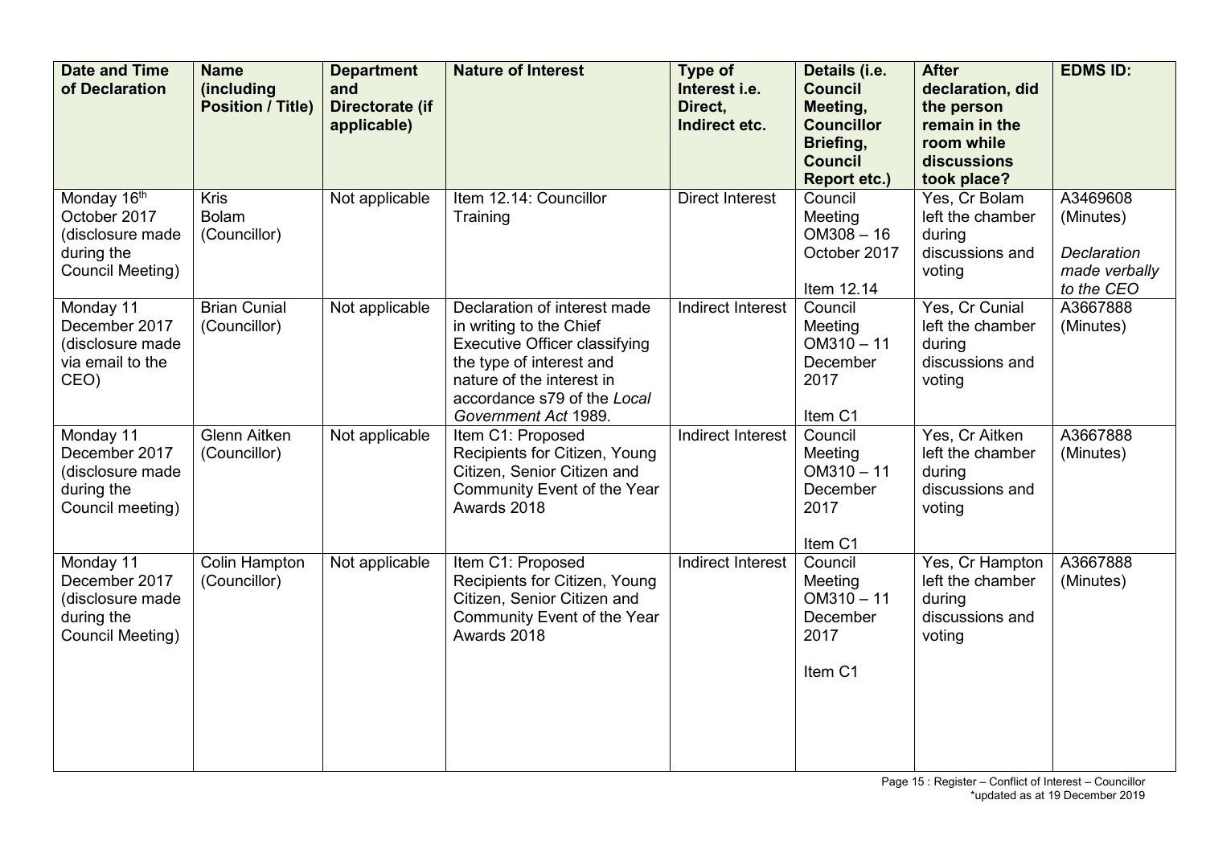| Date and Time of Declaration | Name (including Position / Title) | Department and Directorate (if applicable) | Nature of Interest | Type of Interest i.e. Direct, Indirect etc. | Details (i.e. Council Meeting, Councillor Briefing, Council Report etc.) | After declaration, did the person remain in the room while discussions took place? | EDMS ID: |
|---|---|---|---|---|---|---|---|
| Monday 16th October 2017 (disclosure made during the Council Meeting) | Kris Bolam (Councillor) | Not applicable | Item 12.14: Councillor Training | Direct Interest | Council Meeting OM308 – 16 October 2017<br><br>Item 12.14 | Yes, Cr Bolam left the chamber during discussions and voting | A3469608 (Minutes)<br><br>*Declaration made verbally to the CEO* |
| Monday 11 December 2017 (disclosure made via email to the CEO) | Brian Cunial (Councillor) | Not applicable | Declaration of interest made in writing to the Chief Executive Officer classifying the type of interest and nature of the interest in accordance s79 of the *Local Government Act* 1989. | Indirect Interest | Council Meeting OM310 – 11 December 2017<br><br>Item C1 | Yes, Cr Cunial left the chamber during discussions and voting | A3667888 (Minutes) |
| Monday 11 December 2017 (disclosure made during the Council meeting) | Glenn Aitken (Councillor) | Not applicable | Item C1: Proposed Recipients for Citizen, Young Citizen, Senior Citizen and Community Event of the Year Awards 2018 | Indirect Interest | Council Meeting OM310 – 11 December 2017<br><br>Item C1 | Yes, Cr Aitken left the chamber during discussions and voting | A3667888 (Minutes) |
| Monday 11 December 2017 (disclosure made during the Council Meeting) | Colin Hampton (Councillor) | Not applicable | Item C1: Proposed Recipients for Citizen, Young Citizen, Senior Citizen and Community Event of the Year Awards 2018 | Indirect Interest | Council Meeting OM310 – 11 December 2017<br><br>Item C1 | Yes, Cr Hampton left the chamber during discussions and voting | A3667888 (Minutes) |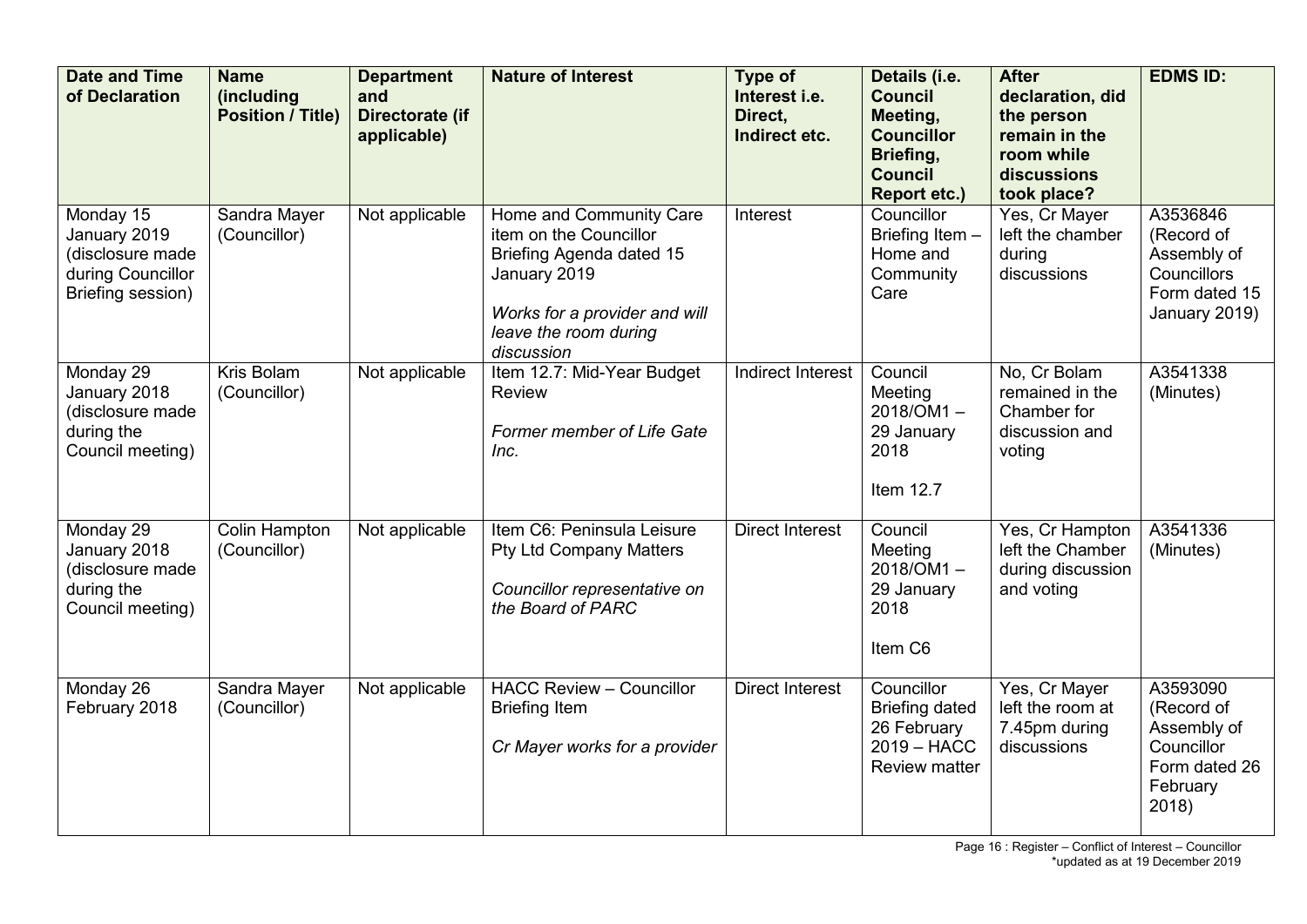| Date and Time of Declaration | Name (including Position / Title) | Department and Directorate (if applicable) | Nature of Interest | Type of Interest i.e. Direct, Indirect etc. | Details (i.e. Council Meeting, Councillor Briefing, Council Report etc.) | After declaration, did the person remain in the room while discussions took place? | EDMS ID: |
|---|---|---|---|---|---|---|---|
| Monday 15 January 2019 (disclosure made during Councillor Briefing session) | Sandra Mayer (Councillor) | Not applicable | Home and Community Care item on the Councillor Briefing Agenda dated 15 January 2019<br><br>*Works for a provider and will leave the room during discussion* | Interest | Councillor Briefing Item – Home and Community Care | Yes, Cr Mayer left the chamber during discussions | A3536846 (Record of Assembly of Councillors Form dated 15 January 2019) |
| Monday 29 January 2018 (disclosure made during the Council meeting) | Kris Bolam (Councillor) | Not applicable | Item 12.7: Mid-Year Budget Review<br><br>*Former member of Life Gate Inc.* | Indirect Interest | Council Meeting 2018/OM1 – 29 January 2018<br><br>Item 12.7 | No, Cr Bolam remained in the Chamber for discussion and voting | A3541338 (Minutes) |
| Monday 29 January 2018 (disclosure made during the Council meeting) | Colin Hampton (Councillor) | Not applicable | Item C6: Peninsula Leisure Pty Ltd Company Matters<br><br>*Councillor representative on the Board of PARC* | Direct Interest | Council Meeting 2018/OM1 – 29 January 2018<br><br>Item C6 | Yes, Cr Hampton left the Chamber during discussion and voting | A3541336 (Minutes) |
| Monday 26 February 2018 | Sandra Mayer (Councillor) | Not applicable | HACC Review – Councillor Briefing Item<br><br>*Cr Mayer works for a provider* | Direct Interest | Councillor Briefing dated 26 February 2019 – HACC Review matter | Yes, Cr Mayer left the room at 7.45pm during discussions | A3593090 (Record of Assembly of Councillor Form dated 26 February 2018) |

Page 16 : Register – Conflict of Interest – Councillor
*updated as at 19 December 2019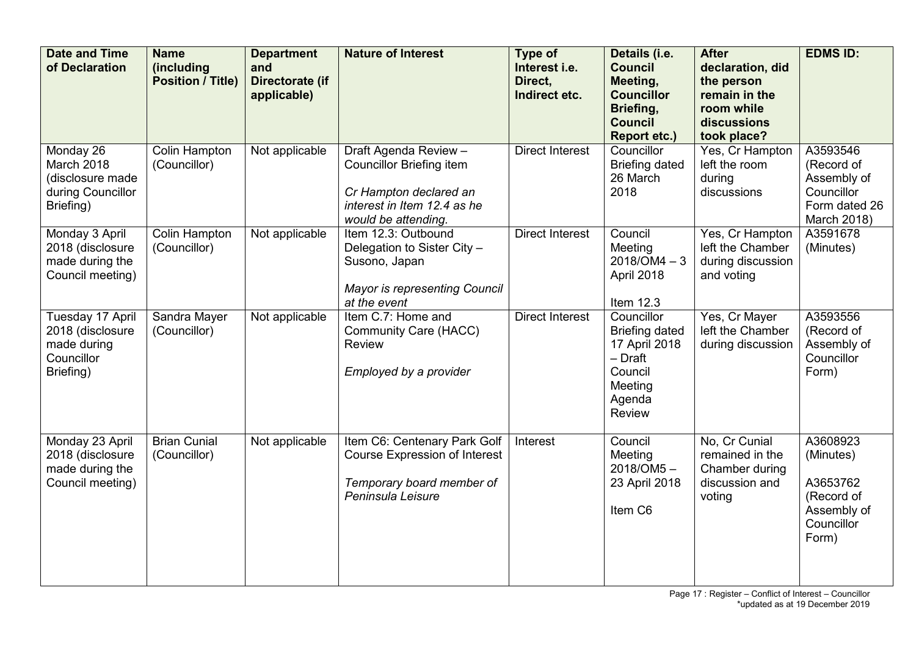| Date and Time of Declaration | Name (including Position / Title) | Department and Directorate (if applicable) | Nature of Interest | Type of Interest i.e. Direct, Indirect etc. | Details (i.e. Council Meeting, Councillor Briefing, Council Report etc.) | After declaration, did the person remain in the room while discussions took place? | EDMS ID: |
|---|---|---|---|---|---|---|---|
| Monday 26 March 2018 (disclosure made during Councillor Briefing) | Colin Hampton (Councillor) | Not applicable | Draft Agenda Review – Councillor Briefing item<br><br>*Cr Hampton declared an interest in Item 12.4 as he would be attending.* | Direct Interest | Councillor Briefing dated 26 March 2018 | Yes, Cr Hampton left the room during discussions | A3593546 (Record of Assembly of Councillor Form dated 26 March 2018) |
| Monday 3 April 2018 (disclosure made during the Council meeting) | Colin Hampton (Councillor) | Not applicable | Item 12.3: Outbound Delegation to Sister City – Susono, Japan<br><br>*Mayor is representing Council at the event* | Direct Interest | Council Meeting 2018/OM4 – 3 April 2018<br><br>Item 12.3 | Yes, Cr Hampton left the Chamber during discussion and voting | A3591678 (Minutes) |
| Tuesday 17 April 2018 (disclosure made during Councillor Briefing) | Sandra Mayer (Councillor) | Not applicable | Item C.7: Home and Community Care (HACC) Review<br><br>*Employed by a provider* | Direct Interest | Councillor Briefing dated 17 April 2018 – Draft Council Meeting Agenda Review | Yes, Cr Mayer left the Chamber during discussion | A3593556 (Record of Assembly of Councillor Form) |
| Monday 23 April 2018 (disclosure made during the Council meeting) | Brian Cunial (Councillor) | Not applicable | Item C6: Centenary Park Golf Course Expression of Interest<br><br>*Temporary board member of Peninsula Leisure* | Interest | Council Meeting 2018/OM5 – 23 April 2018<br><br>Item C6 | No, Cr Cunial remained in the Chamber during discussion and voting | A3608923 (Minutes)<br><br>A3653762 (Record of Assembly of Councillor Form) |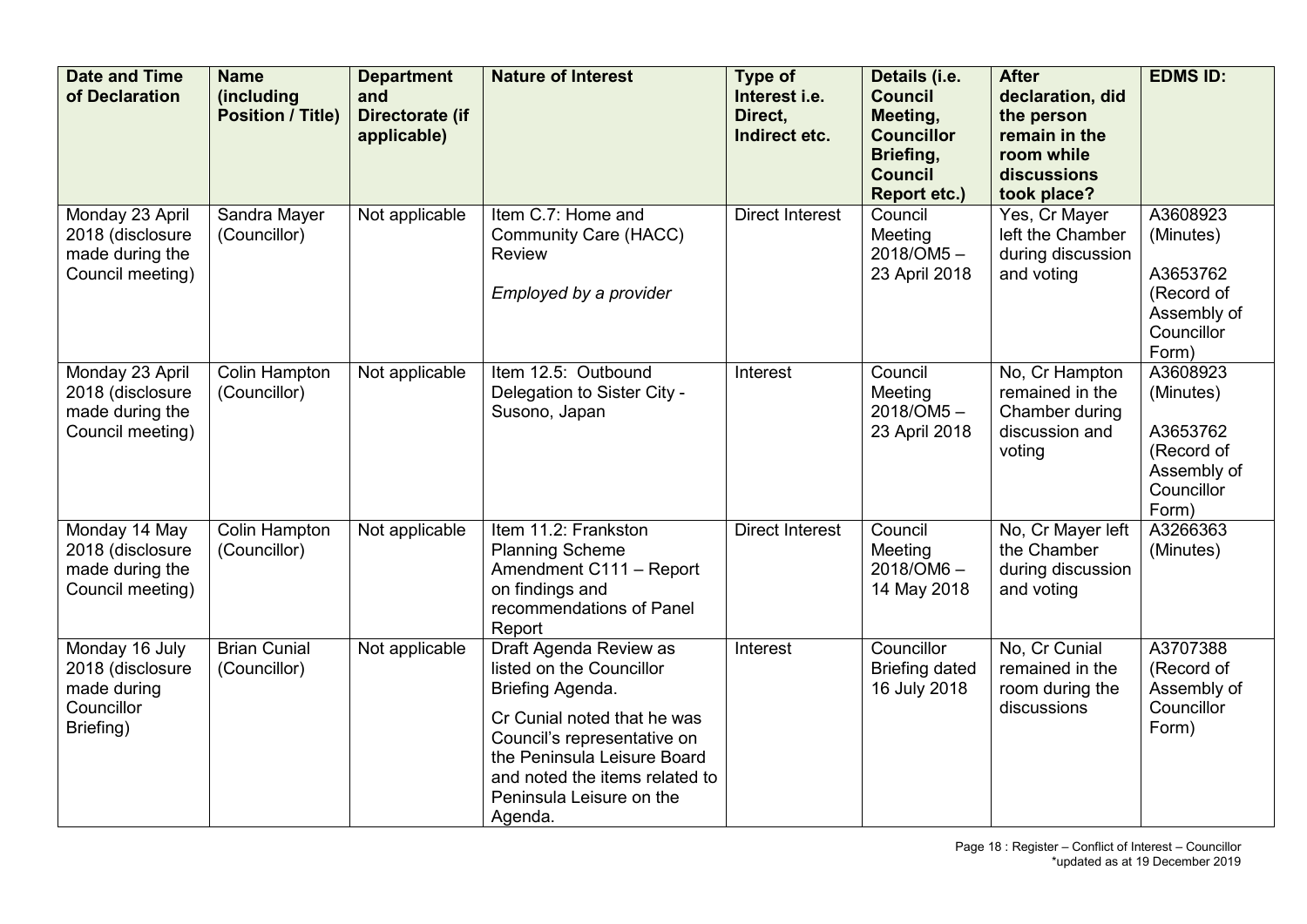| Date and Time of Declaration | Name (including Position / Title) | Department and Directorate (if applicable) | Nature of Interest | Type of Interest i.e. Direct, Indirect etc. | Details (i.e. Council Meeting, Councillor Briefing, Council Report etc.) | After declaration, did the person remain in the room while discussions took place? | EDMS ID: |
|---|---|---|---|---|---|---|---|
| Monday 23 April 2018 (disclosure made during the Council meeting) | Sandra Mayer (Councillor) | Not applicable | Item C.7: Home and Community Care (HACC) Review<br><br>*Employed by a provider* | Direct Interest | Council Meeting 2018/OM5 – 23 April 2018 | Yes, Cr Mayer left the Chamber during discussion and voting | A3608923 (Minutes)<br><br>A3653762 (Record of Assembly of Councillor Form) |
| Monday 23 April 2018 (disclosure made during the Council meeting) | Colin Hampton (Councillor) | Not applicable | Item 12.5: Outbound Delegation to Sister City - Susono, Japan | Interest | Council Meeting 2018/OM5 – 23 April 2018 | No, Cr Hampton remained in the Chamber during discussion and voting | A3608923 (Minutes)<br><br>A3653762 (Record of Assembly of Councillor Form) |
| Monday 14 May 2018 (disclosure made during the Council meeting) | Colin Hampton (Councillor) | Not applicable | Item 11.2: Frankston Planning Scheme Amendment C111 – Report on findings and recommendations of Panel Report | Direct Interest | Council Meeting 2018/OM6 – 14 May 2018 | No, Cr Mayer left the Chamber during discussion and voting | A3266363 (Minutes) |
| Monday 16 July 2018 (disclosure made during Councillor Briefing) | Brian Cunial (Councillor) | Not applicable | Draft Agenda Review as listed on the Councillor Briefing Agenda.<br><br>Cr Cunial noted that he was Council's representative on the Peninsula Leisure Board and noted the items related to Peninsula Leisure on the Agenda. | Interest | Councillor Briefing dated 16 July 2018 | No, Cr Cunial remained in the room during the discussions | A3707388 (Record of Assembly of Councillor Form) |

Page 18 : Register – Conflict of Interest – Councillor
*updated as at 19 December 2019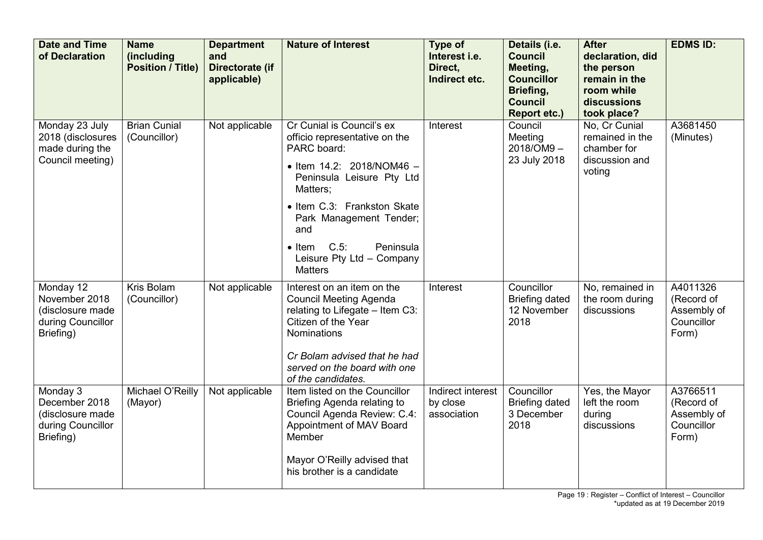| Date and Time of Declaration | Name (including Position / Title) | Department and Directorate (if applicable) | Nature of Interest | Type of Interest i.e. Direct, Indirect etc. | Details (i.e. Council Meeting, Councillor Briefing, Council Report etc.) | After declaration, did the person remain in the room while discussions took place? | EDMS ID: |
|---|---|---|---|---|---|---|---|
| Monday 23 July 2018 (disclosures made during the Council meeting) | Brian Cunial (Councillor) | Not applicable | Cr Cunial is Council's ex officio representative on the PARC board:<br>• Item 14.2: 2018/NOM46 – Peninsula Leisure Pty Ltd Matters;<br>• Item C.3: Frankston Skate Park Management Tender; and<br>• Item C.5: Peninsula Leisure Pty Ltd – Company Matters | Interest | Council Meeting 2018/OM9 – 23 July 2018 | No, Cr Cunial remained in the chamber for discussion and voting | A3681450 (Minutes) |
| Monday 12 November 2018 (disclosure made during Councillor Briefing) | Kris Bolam (Councillor) | Not applicable | Interest on an item on the Council Meeting Agenda relating to Lifegate – Item C3: Citizen of the Year Nominations<br><br>*Cr Bolam advised that he had served on the board with one of the candidates.* | Interest | Councillor Briefing dated 12 November 2018 | No, remained in the room during discussions | A4011326 (Record of Assembly of Councillor Form) |
| Monday 3 December 2018 (disclosure made during Councillor Briefing) | Michael O'Reilly (Mayor) | Not applicable | Item listed on the Councillor Briefing Agenda relating to Council Agenda Review: C.4: Appointment of MAV Board Member<br><br>Mayor O'Reilly advised that his brother is a candidate | Indirect interest by close association | Councillor Briefing dated 3 December 2018 | Yes, the Mayor left the room during discussions | A3766511 (Record of Assembly of Councillor Form) |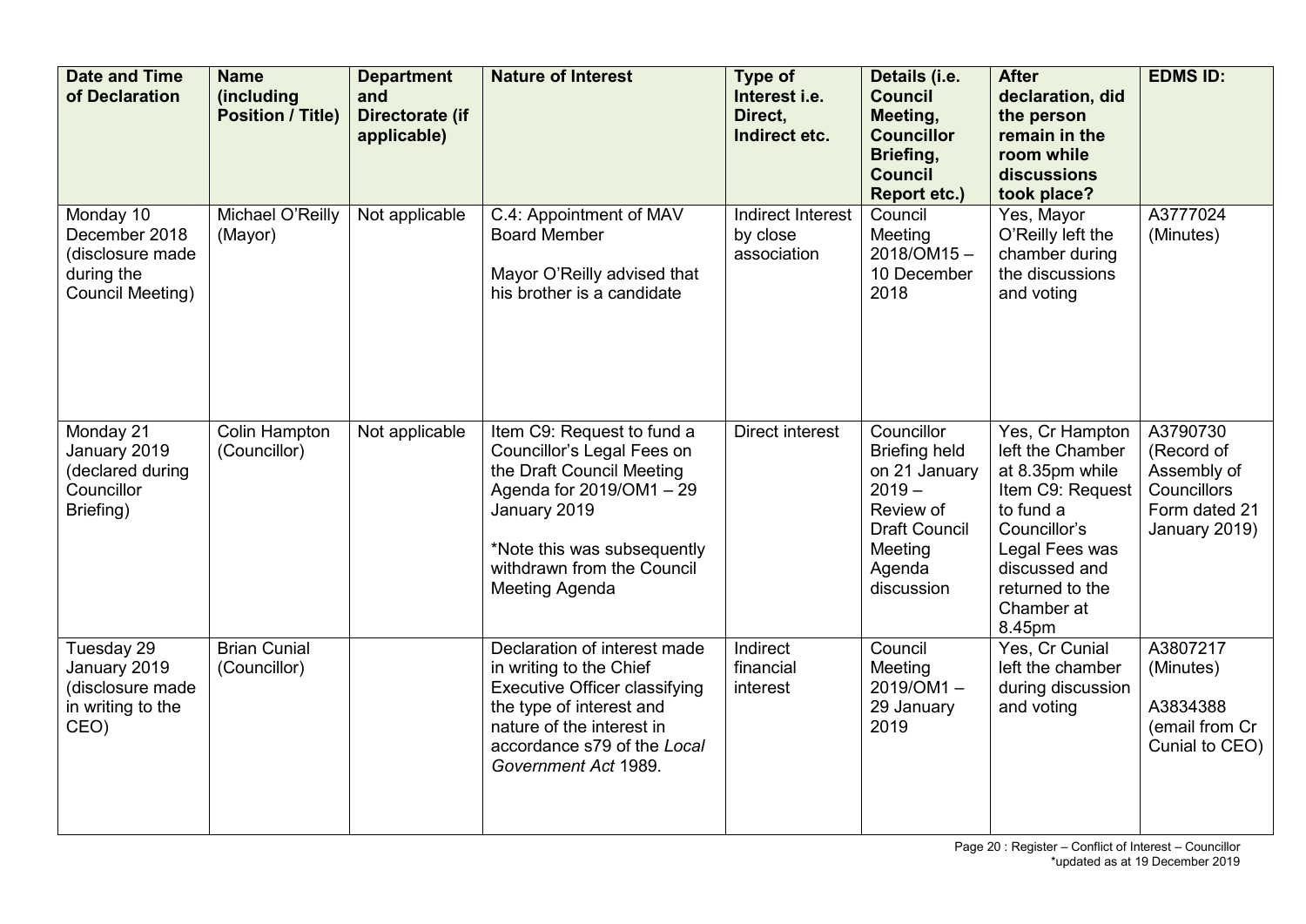| Date and Time of Declaration | Name (including Position / Title) | Department and Directorate (if applicable) | Nature of Interest | Type of Interest i.e. Direct, Indirect etc. | Details (i.e. Council Meeting, Councillor Briefing, Council Report etc.) | After declaration, did the person remain in the room while discussions took place? | EDMS ID: |
|---|---|---|---|---|---|---|---|
| Monday 10 December 2018 (disclosure made during the Council Meeting) | Michael O'Reilly (Mayor) | Not applicable | C.4: Appointment of MAV Board Member<br><br>Mayor O'Reilly advised that his brother is a candidate | Indirect Interest by close association | Council Meeting 2018/OM15 – 10 December 2018 | Yes, Mayor O'Reilly left the chamber during the discussions and voting | A3777024 (Minutes) |
| Monday 21 January 2019 (declared during Councillor Briefing) | Colin Hampton (Councillor) | Not applicable | Item C9: Request to fund a Councillor's Legal Fees on the Draft Council Meeting Agenda for 2019/OM1 – 29 January 2019<br><br>*Note this was subsequently withdrawn from the Council Meeting Agenda | Direct interest | Councillor Briefing held on 21 January 2019 – Review of Draft Council Meeting Agenda discussion | Yes, Cr Hampton left the Chamber at 8.35pm while Item C9: Request to fund a Councillor's Legal Fees was discussed and returned to the Chamber at 8.45pm | A3790730 (Record of Assembly of Councillors Form dated 21 January 2019) |
| Tuesday 29 January 2019 (disclosure made in writing to the CEO) | Brian Cunial (Councillor) | | Declaration of interest made in writing to the Chief Executive Officer classifying the type of interest and nature of the interest in accordance s79 of the *Local Government Act* 1989. | Indirect financial interest | Council Meeting 2019/OM1 – 29 January 2019 | Yes, Cr Cunial left the chamber during discussion and voting | A3807217 (Minutes)<br><br>A3834388 (email from Cr Cunial to CEO) |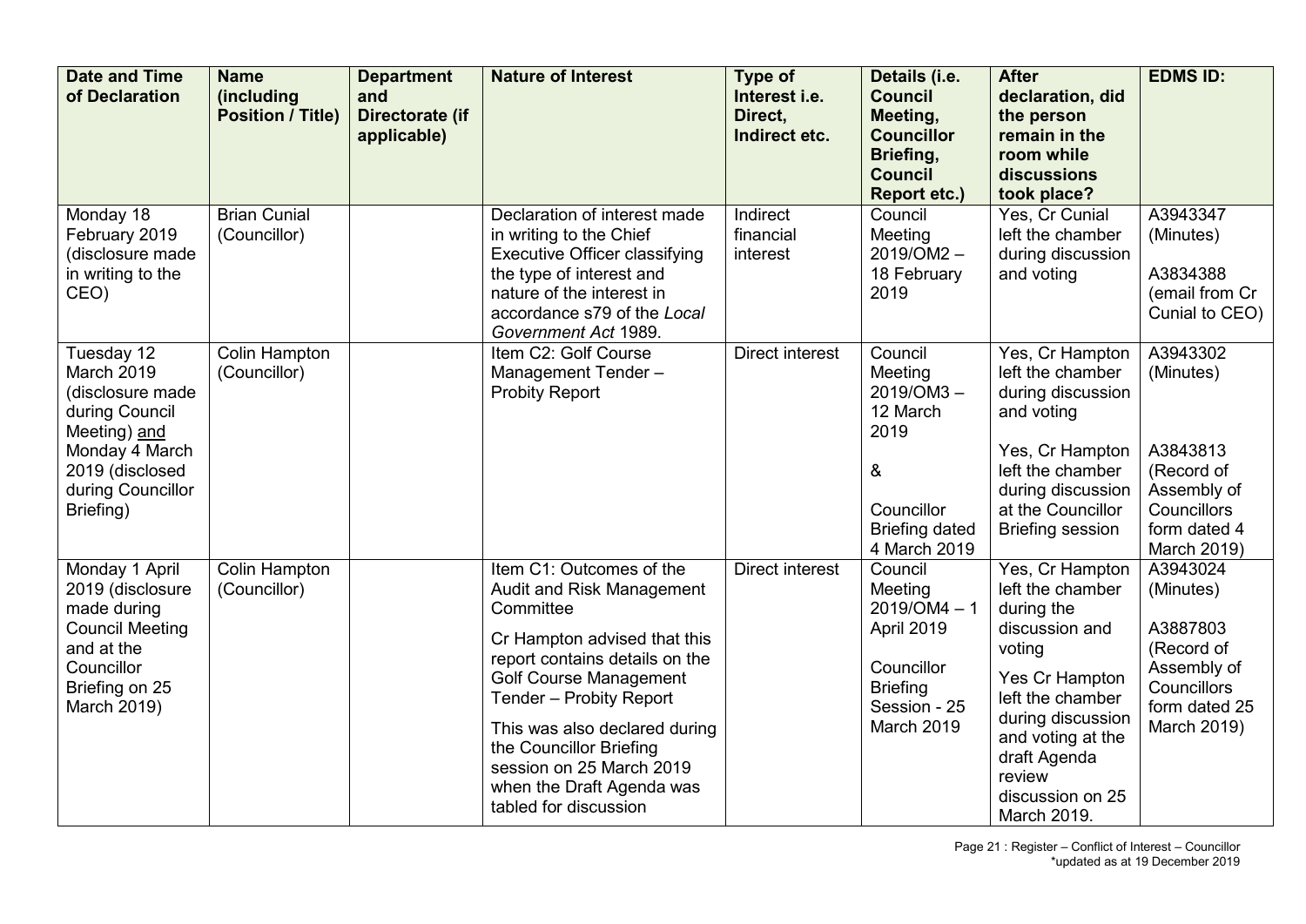| Date and Time of Declaration | Name (including Position / Title) | Department and Directorate (if applicable) | Nature of Interest | Type of Interest i.e. Direct, Indirect etc. | Details (i.e. Council Meeting, Councillor Briefing, Council Report etc.) | After declaration, did the person remain in the room while discussions took place? | EDMS ID: |
|---|---|---|---|---|---|---|---|
| Monday 18 February 2019 (disclosure made in writing to the CEO) | Brian Cunial (Councillor) | | Declaration of interest made in writing to the Chief Executive Officer classifying the type of interest and nature of the interest in accordance s79 of the *Local Government Act* 1989. | Indirect financial interest | Council Meeting 2019/OM2 – 18 February 2019 | Yes, Cr Cunial left the chamber during discussion and voting | A3943347 (Minutes)<br><br>A3834388 (email from Cr Cunial to CEO) |
| Tuesday 12 March 2019 (disclosure made during Council Meeting) <u>and</u> Monday 4 March 2019 (disclosed during Councillor Briefing) | Colin Hampton (Councillor) | | Item C2: Golf Course Management Tender – Probity Report | Direct interest | Council Meeting 2019/OM3 – 12 March 2019<br><br>&<br><br>Councillor Briefing dated 4 March 2019 | Yes, Cr Hampton left the chamber during discussion and voting<br><br>Yes, Cr Hampton left the chamber during discussion at the Councillor Briefing session | A3943302 (Minutes)<br><br>A3843813 (Record of Assembly of Councillors form dated 4 March 2019) |
| Monday 1 April 2019 (disclosure made during Council Meeting and at the Councillor Briefing on 25 March 2019) | Colin Hampton (Councillor) | | Item C1: Outcomes of the Audit and Risk Management Committee<br><br>Cr Hampton advised that this report contains details on the Golf Course Management Tender – Probity Report<br><br>This was also declared during the Councillor Briefing session on 25 March 2019 when the Draft Agenda was tabled for discussion | Direct interest | Council Meeting 2019/OM4 – 1 April 2019<br><br>Councillor Briefing Session - 25 March 2019 | Yes, Cr Hampton left the chamber during the discussion and voting<br><br>Yes Cr Hampton left the chamber during discussion and voting at the draft Agenda review discussion on 25 March 2019. | A3943024 (Minutes)<br><br>A3887803 (Record of Assembly of Councillors form dated 25 March 2019) |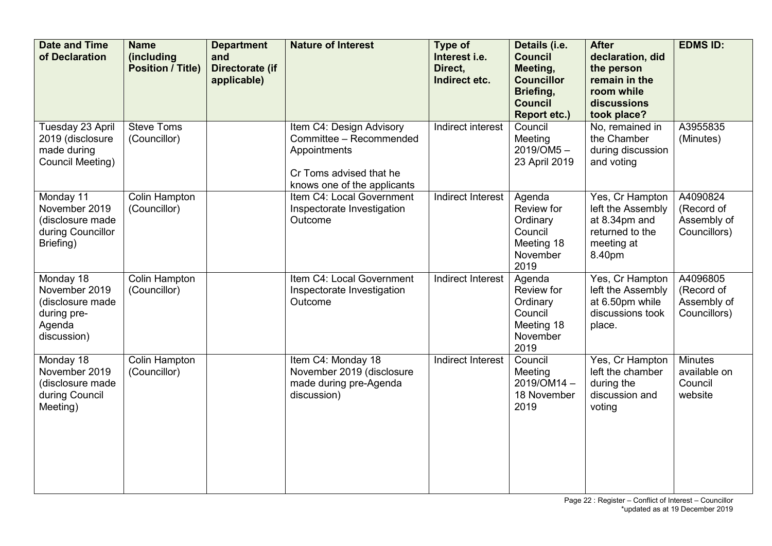| Date and Time of Declaration | Name (including Position / Title) | Department and Directorate (if applicable) | Nature of Interest | Type of Interest i.e. Direct, Indirect etc. | Details (i.e. Council Meeting, Councillor Briefing, Council Report etc.) | After declaration, did the person remain in the room while discussions took place? | EDMS ID: |
|---|---|---|---|---|---|---|---|
| Tuesday 23 April 2019 (disclosure made during Council Meeting) | Steve Toms (Councillor) | | Item C4: Design Advisory Committee – Recommended Appointments<br><br>Cr Toms advised that he knows one of the applicants | Indirect interest | Council Meeting 2019/OM5 – 23 April 2019 | No, remained in the Chamber during discussion and voting | A3955835 (Minutes) |
| Monday 11 November 2019 (disclosure made during Councillor Briefing) | Colin Hampton (Councillor) | | Item C4: Local Government Inspectorate Investigation Outcome | Indirect Interest | Agenda Review for Ordinary Council Meeting 18 November 2019 | Yes, Cr Hampton left the Assembly at 8.34pm and returned to the meeting at 8.40pm | A4090824 (Record of Assembly of Councillors) |
| Monday 18 November 2019 (disclosure made during pre-Agenda discussion) | Colin Hampton (Councillor) | | Item C4: Local Government Inspectorate Investigation Outcome | Indirect Interest | Agenda Review for Ordinary Council Meeting 18 November 2019 | Yes, Cr Hampton left the Assembly at 6.50pm while discussions took place. | A4096805 (Record of Assembly of Councillors) |
| Monday 18 November 2019 (disclosure made during Council Meeting) | Colin Hampton (Councillor) | | Item C4: Monday 18 November 2019 (disclosure made during pre-Agenda discussion) | Indirect Interest | Council Meeting 2019/OM14 – 18 November 2019 | Yes, Cr Hampton left the chamber during the discussion and voting | Minutes available on Council website |

Register – Conflict of Interest – Councillor
*updated as at 19 December 2019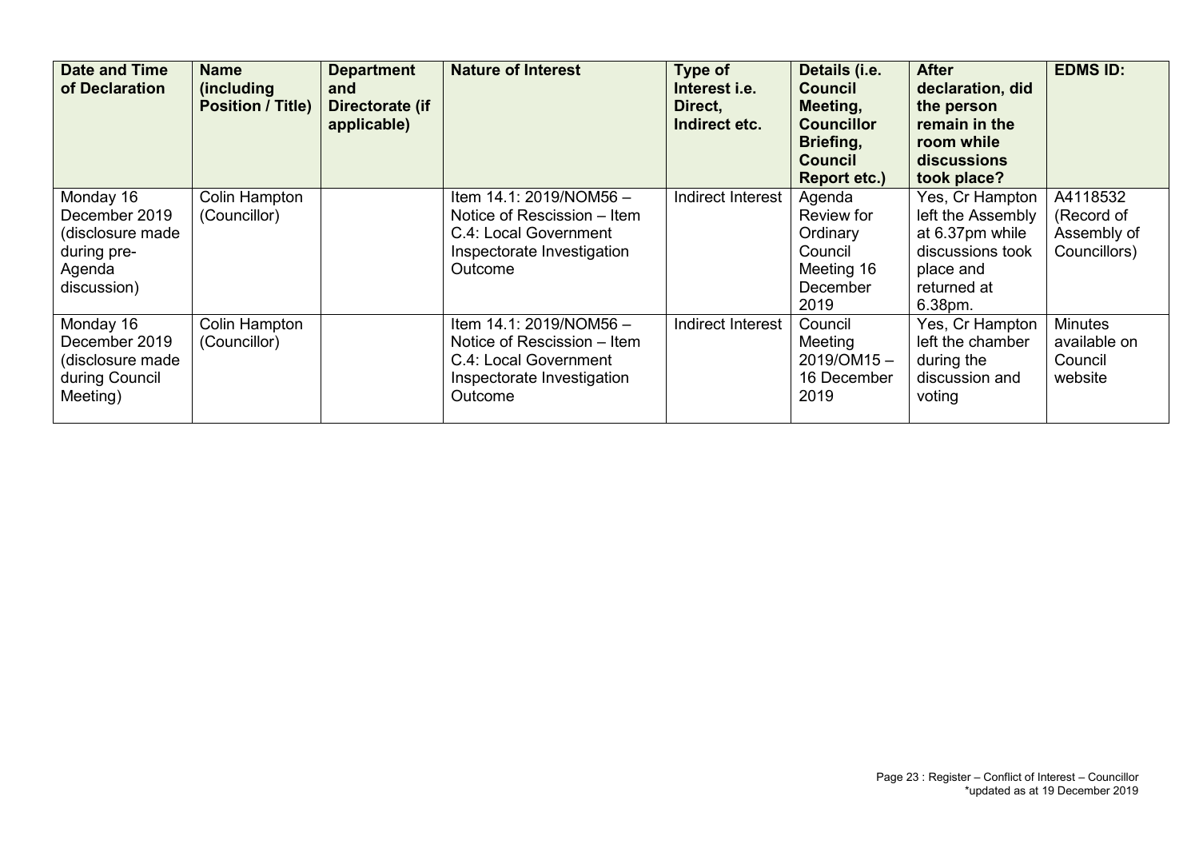| Date and Time of Declaration | Name (including Position / Title) | Department and Directorate (if applicable) | Nature of Interest | Type of Interest i.e. Direct, Indirect etc. | Details (i.e. Council Meeting, Councillor Briefing, Council Report etc.) | After declaration, did the person remain in the room while discussions took place? | EDMS ID: |
|---|---|---|---|---|---|---|---|
| Monday 16 December 2019 (disclosure made during pre-Agenda discussion) | Colin Hampton (Councillor) | | Item 14.1: 2019/NOM56 – Notice of Rescission – Item C.4: Local Government Inspectorate Investigation Outcome | Indirect Interest | Agenda Review for Ordinary Council Meeting 16 December 2019 | Yes, Cr Hampton left the Assembly at 6.37pm while discussions took place and returned at 6.38pm. | A4118532 (Record of Assembly of Councillors) |
| Monday 16 December 2019 (disclosure made during Council Meeting) | Colin Hampton (Councillor) | | Item 14.1: 2019/NOM56 – Notice of Rescission – Item C.4: Local Government Inspectorate Investigation Outcome | Indirect Interest | Council Meeting 2019/OM15 – 16 December 2019 | Yes, Cr Hampton left the chamber during the discussion and voting | Minutes available on Council website |

Page 23 : Register – Conflict of Interest – Councillor
*updated as at 19 December 2019